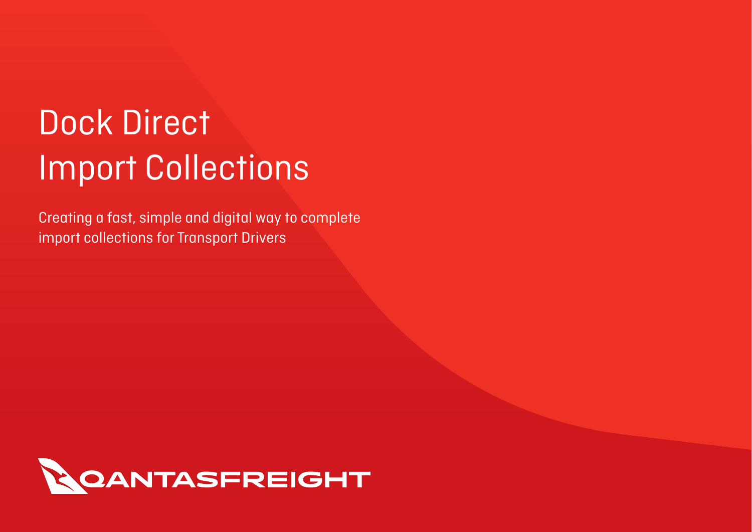# Dock Direct Import Collections

Creating a fast, simple and digital way to complete import collections for Transport Drivers

QANTASFREIGHT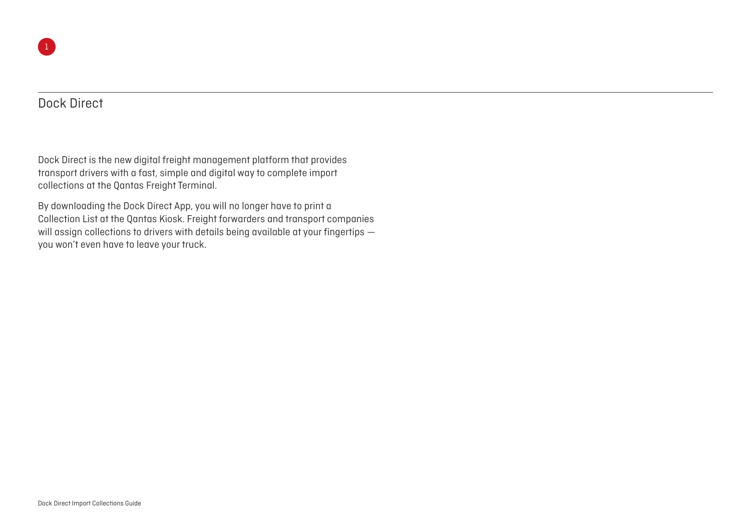# Dock Direct

Dock Direct is the new digital freight management platform that provides transport drivers with a fast, simple and digital way to complete import collections at the Qantas Freight Terminal.

By downloading the Dock Direct App, you will no longer have to print a Collection List at the Qantas Kiosk. Freight forwarders and transport companies will assign collections to drivers with details being available at your fingertips — you won't even have to leave your truck.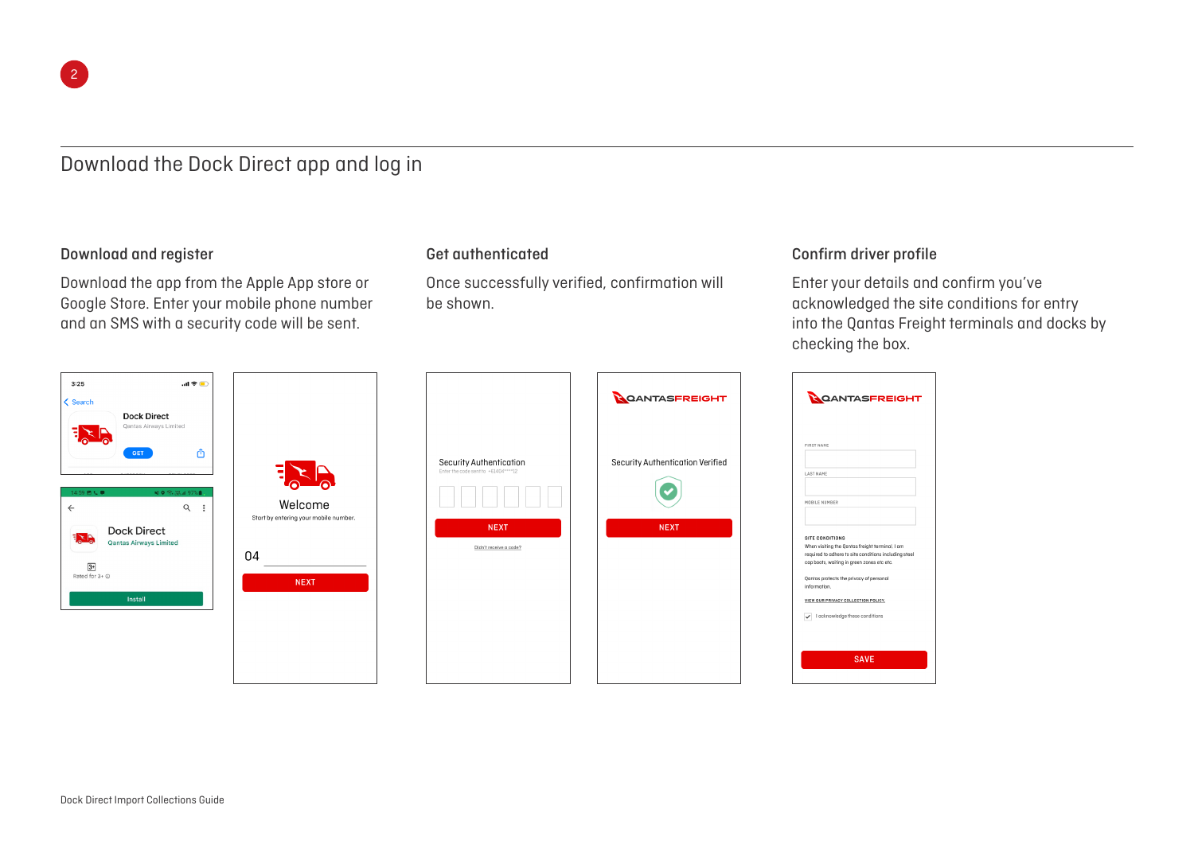2

## Download the Dock Direct app and log in

### Download and register

Download the app from the Apple App store or Google Store. Enter your mobile phone number and an SMS with a security code will be sent.

### Get authenticated

Once successfully verified, confirmation will be shown.

### Confirm driver profile

Enter your details and confirm you've acknowledged the site conditions for entry into the Qantas Freight terminals and docks by checking the box.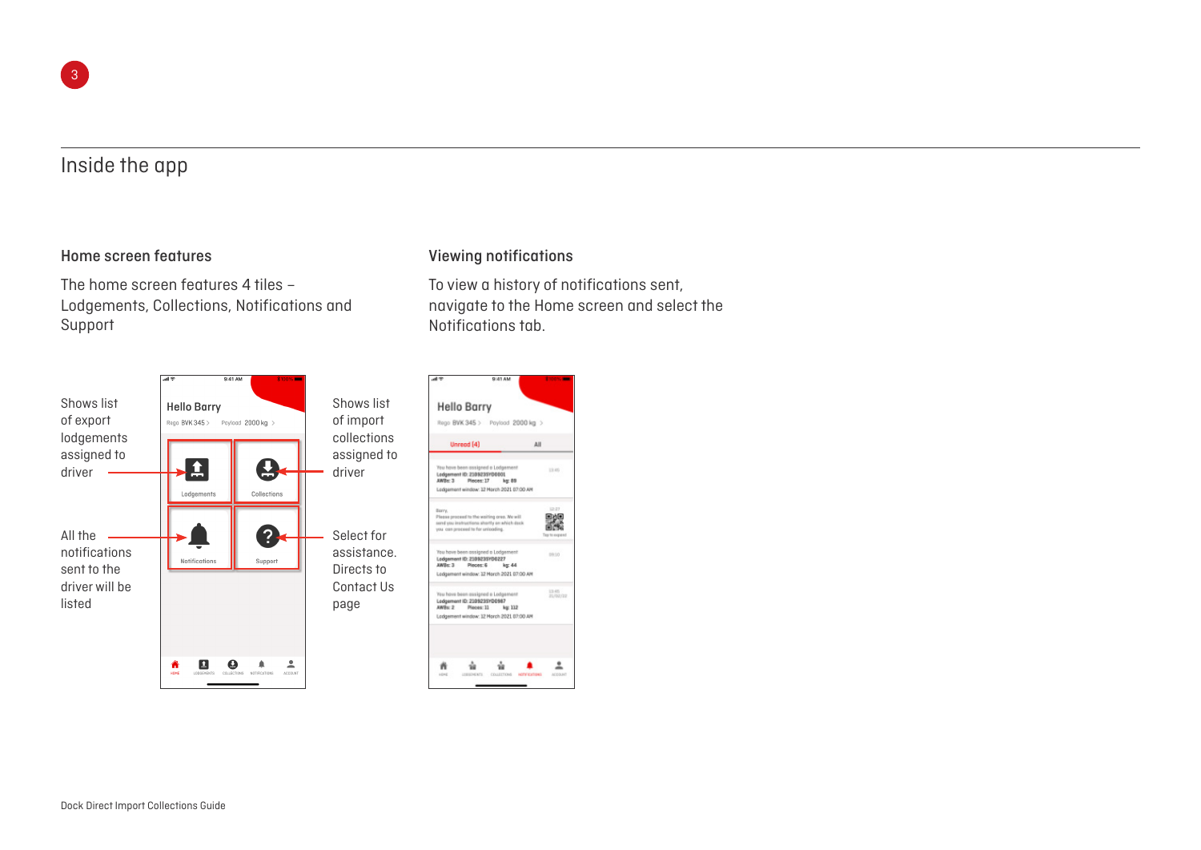# Inside the app

## Home screen features

The home screen features 4 tiles – Lodgements, Collections, Notifications and Support

Shows list of export lodgements assigned to driver

Shows list of import collections assigned to driver

All the notifications sent to the driver will be listed

Select for assistance. Directs to Contact Us page

## Viewing notifications

To view a history of notifications sent, navigate to the Home screen and select the Notifications tab.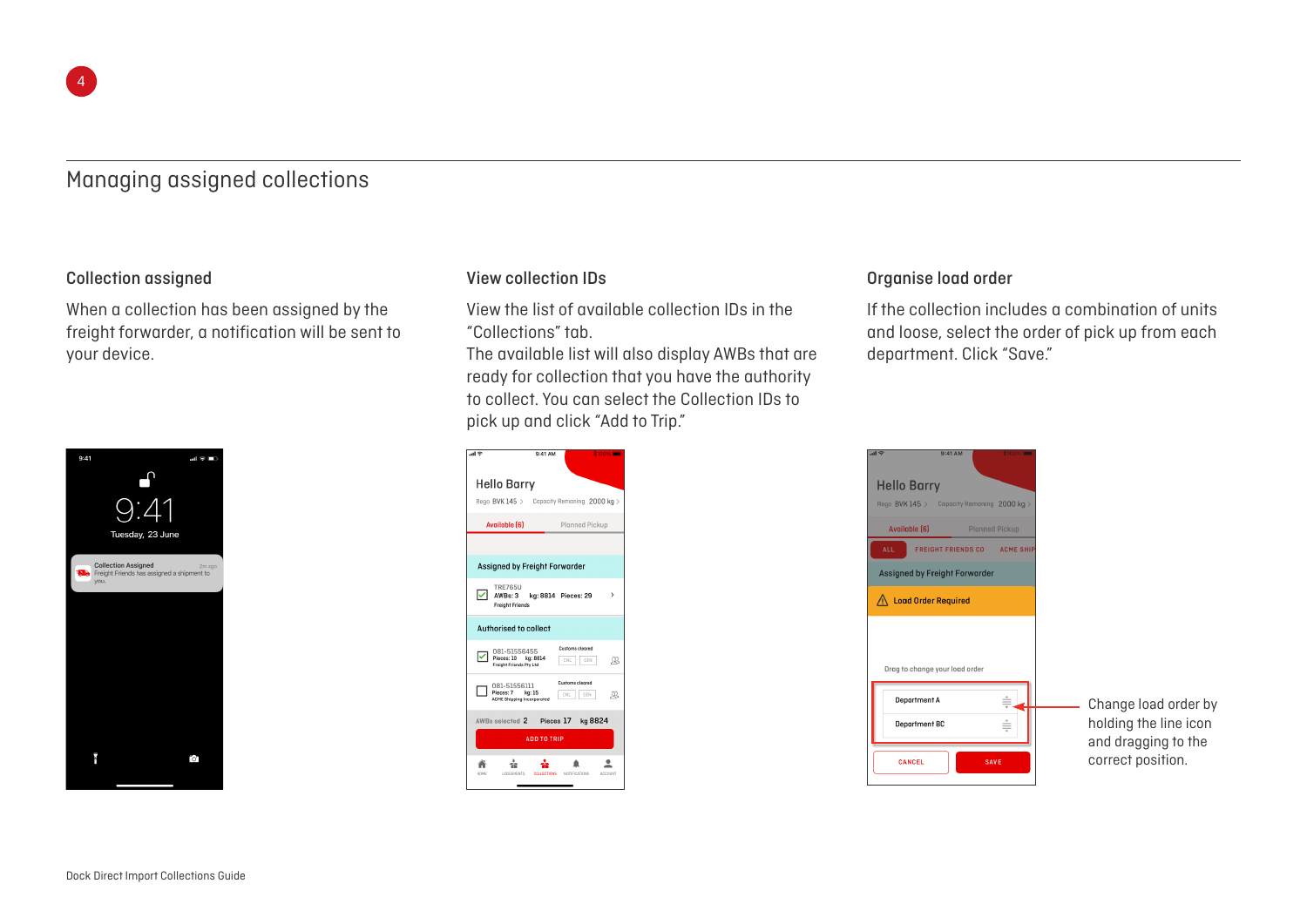## Managing assigned collections

### Collection assigned

When a collection has been assigned by the freight forwarder, a notification will be sent to your device.

### View collection IDs

View the list of available collection IDs in the "Collections" tab.
The available list will also display AWBs that are ready for collection that you have the authority to collect. You can select the Collection IDs to pick up and click "Add to Trip."

### Organise load order

If the collection includes a combination of units and loose, select the order of pick up from each department. Click "Save."

Change load order by holding the line icon and dragging to the correct position.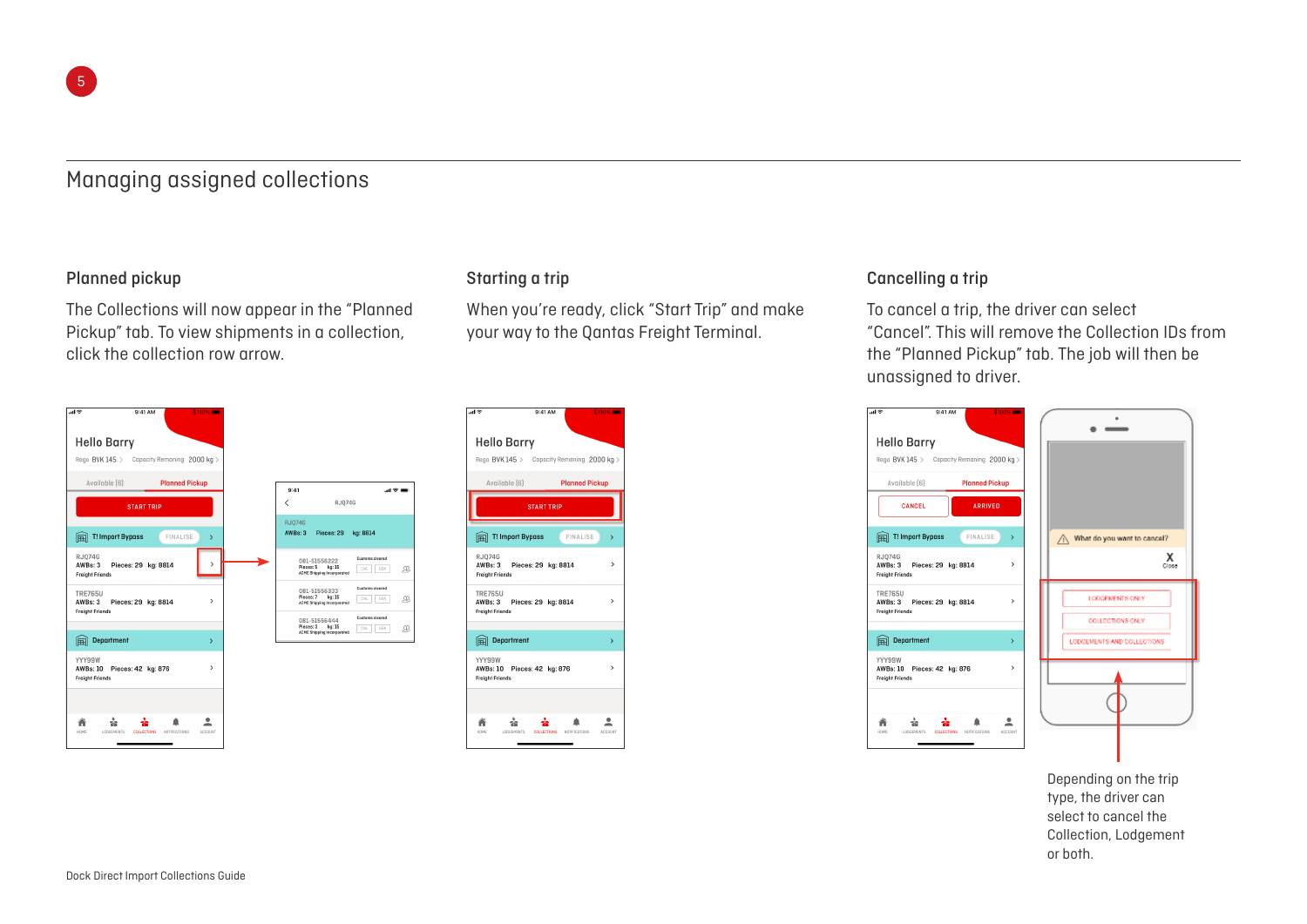# Managing assigned collections

### Planned pickup

The Collections will now appear in the “Planned Pickup” tab. To view shipments in a collection, click the collection row arrow.

### Starting a trip

When you’re ready, click “Start Trip” and make your way to the Qantas Freight Terminal.

### Cancelling a trip

To cancel a trip, the driver can select “Cancel”. This will remove the Collection IDs from the “Planned Pickup” tab. The job will then be unassigned to driver.

Depending on the trip type, the driver can select to cancel the Collection, Lodgement or both.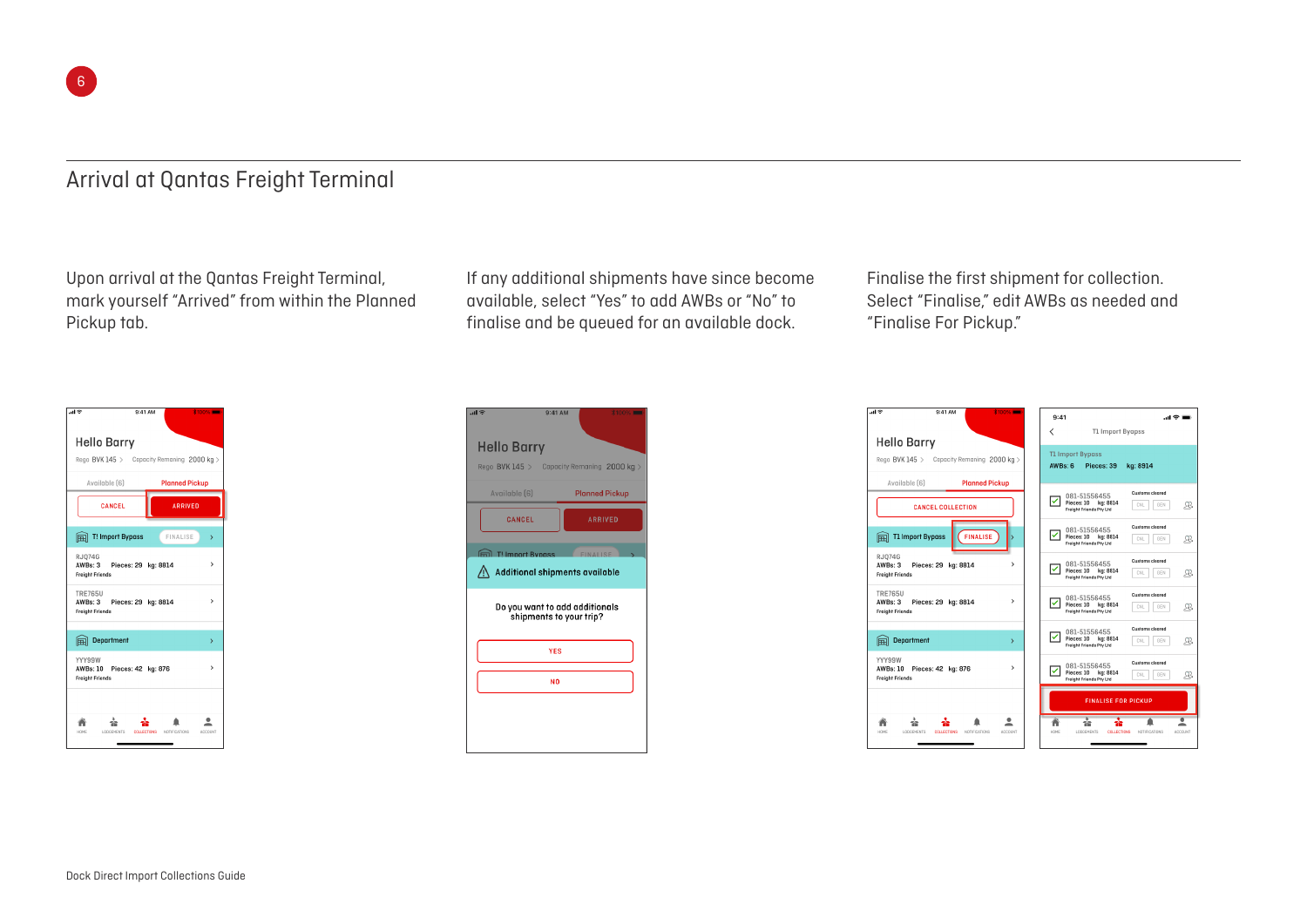6

## Arrival at Qantas Freight Terminal

Upon arrival at the Qantas Freight Terminal, mark yourself “Arrived” from within the Planned Pickup tab.

If any additional shipments have since become available, select “Yes” to add AWBs or “No” to finalise and be queued for an available dock.

Finalise the first shipment for collection. Select “Finalise,” edit AWBs as needed and “Finalise For Pickup.”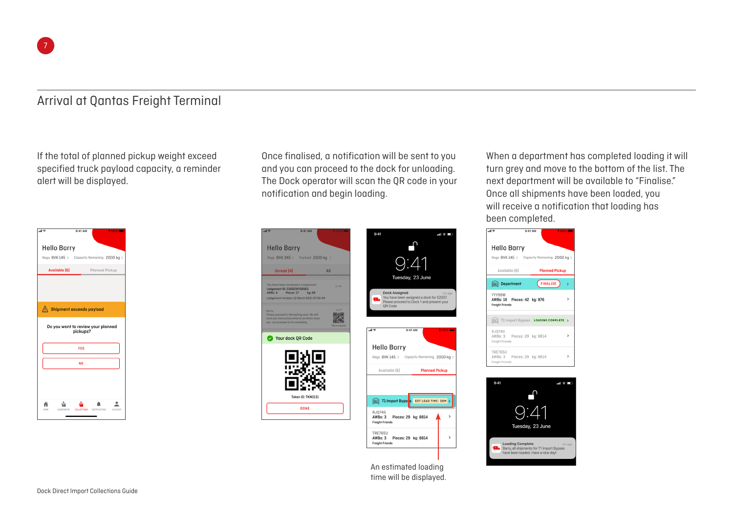# Arrival at Qantas Freight Terminal

If the total of planned pickup weight exceed specified truck payload capacity, a reminder alert will be displayed.

Once finalised, a notification will be sent to you and you can proceed to the dock for unloading. The Dock operator will scan the QR code in your notification and begin loading.

When a department has completed loading it will turn grey and move to the bottom of the list. The next department will be available to "Finalise." Once all shipments have been loaded, you will receive a notification that loading has been completed.

An estimated loading time will be displayed.